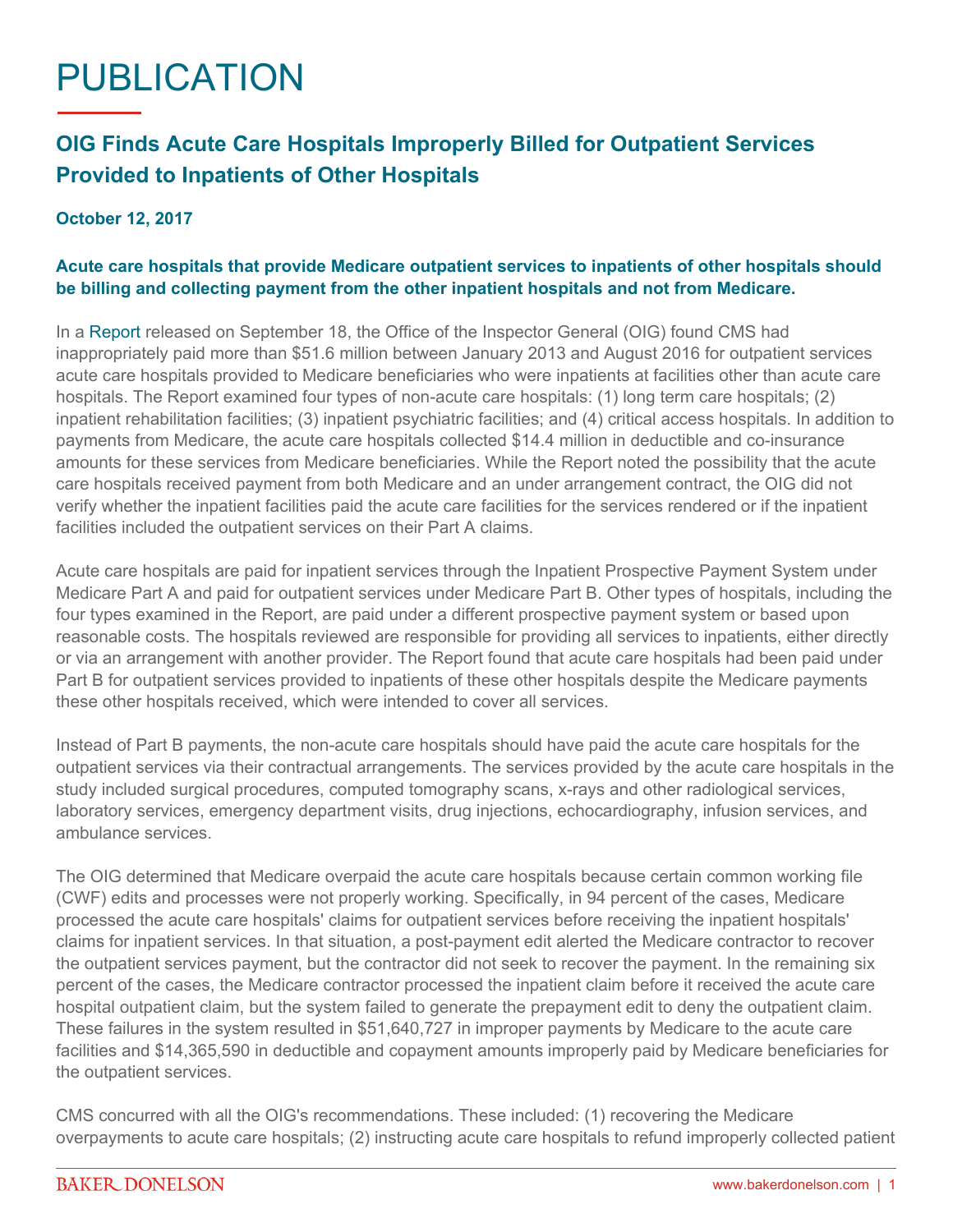# PUBLICATION

## OIG Finds Acute Care Hospitals Improperly Billed for Outpatient Services Provided to Inpatients of Other Hospitals

**October 12, 2017**

**Acute care hospitals that provide Medicare outpatient services to inpatients of other hospitals should be billing and collecting payment from the other inpatient hospitals and not from Medicare.**

In a Report released on September 18, the Office of the Inspector General (OIG) found CMS had inappropriately paid more than $51.6 million between January 2013 and August 2016 for outpatient services acute care hospitals provided to Medicare beneficiaries who were inpatients at facilities other than acute care hospitals. The Report examined four types of non-acute care hospitals: (1) long term care hospitals; (2) inpatient rehabilitation facilities; (3) inpatient psychiatric facilities; and (4) critical access hospitals. In addition to payments from Medicare, the acute care hospitals collected $14.4 million in deductible and co-insurance amounts for these services from Medicare beneficiaries. While the Report noted the possibility that the acute care hospitals received payment from both Medicare and an under arrangement contract, the OIG did not verify whether the inpatient facilities paid the acute care facilities for the services rendered or if the inpatient facilities included the outpatient services on their Part A claims.

Acute care hospitals are paid for inpatient services through the Inpatient Prospective Payment System under Medicare Part A and paid for outpatient services under Medicare Part B. Other types of hospitals, including the four types examined in the Report, are paid under a different prospective payment system or based upon reasonable costs. The hospitals reviewed are responsible for providing all services to inpatients, either directly or via an arrangement with another provider. The Report found that acute care hospitals had been paid under Part B for outpatient services provided to inpatients of these other hospitals despite the Medicare payments these other hospitals received, which were intended to cover all services.

Instead of Part B payments, the non-acute care hospitals should have paid the acute care hospitals for the outpatient services via their contractual arrangements. The services provided by the acute care hospitals in the study included surgical procedures, computed tomography scans, x-rays and other radiological services, laboratory services, emergency department visits, drug injections, echocardiography, infusion services, and ambulance services.

The OIG determined that Medicare overpaid the acute care hospitals because certain common working file (CWF) edits and processes were not properly working. Specifically, in 94 percent of the cases, Medicare processed the acute care hospitals' claims for outpatient services before receiving the inpatient hospitals' claims for inpatient services. In that situation, a post-payment edit alerted the Medicare contractor to recover the outpatient services payment, but the contractor did not seek to recover the payment. In the remaining six percent of the cases, the Medicare contractor processed the inpatient claim before it received the acute care hospital outpatient claim, but the system failed to generate the prepayment edit to deny the outpatient claim. These failures in the system resulted in $51,640,727 in improper payments by Medicare to the acute care facilities and $14,365,590 in deductible and copayment amounts improperly paid by Medicare beneficiaries for the outpatient services.

CMS concurred with all the OIG's recommendations. These included: (1) recovering the Medicare overpayments to acute care hospitals; (2) instructing acute care hospitals to refund improperly collected patient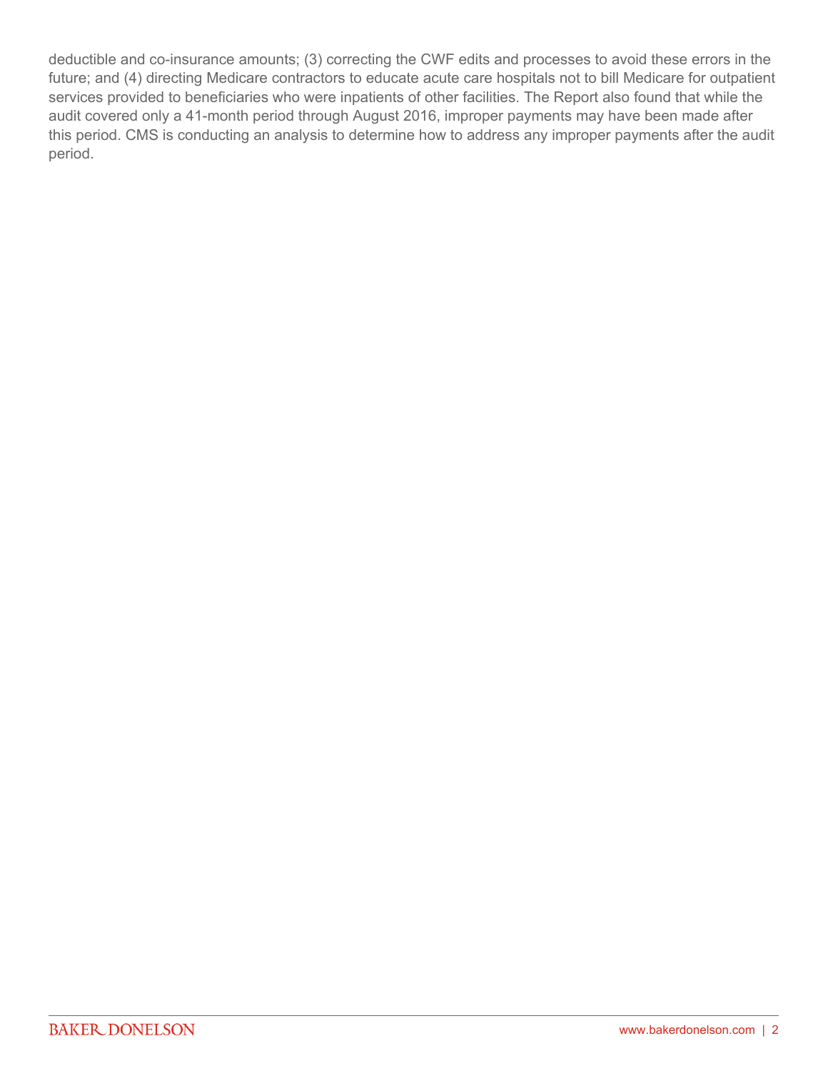deductible and co-insurance amounts; (3) correcting the CWF edits and processes to avoid these errors in the future; and (4) directing Medicare contractors to educate acute care hospitals not to bill Medicare for outpatient services provided to beneficiaries who were inpatients of other facilities. The Report also found that while the audit covered only a 41-month period through August 2016, improper payments may have been made after this period. CMS is conducting an analysis to determine how to address any improper payments after the audit period.